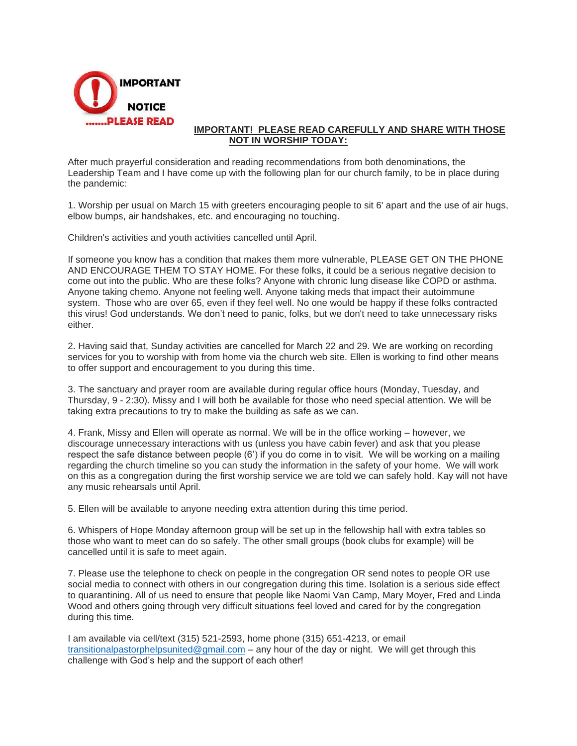IMPORTANT NOTICE .......PLEASE READ

**IMPORTANT! PLEASE READ CAREFULLY AND SHARE WITH THOSE NOT IN WORSHIP TODAY:**

After much prayerful consideration and reading recommendations from both denominations, the Leadership Team and I have come up with the following plan for our church family, to be in place during the pandemic:

1. Worship per usual on March 15 with greeters encouraging people to sit 6' apart and the use of air hugs, elbow bumps, air handshakes, etc. and encouraging no touching.

Children's activities and youth activities cancelled until April.

If someone you know has a condition that makes them more vulnerable, PLEASE GET ON THE PHONE AND ENCOURAGE THEM TO STAY HOME. For these folks, it could be a serious negative decision to come out into the public. Who are these folks? Anyone with chronic lung disease like COPD or asthma. Anyone taking chemo. Anyone not feeling well. Anyone taking meds that impact their autoimmune system. Those who are over 65, even if they feel well. No one would be happy if these folks contracted this virus! God understands. We don't need to panic, folks, but we don't need to take unnecessary risks either.

2. Having said that, Sunday activities are cancelled for March 22 and 29. We are working on recording services for you to worship with from home via the church web site. Ellen is working to find other means to offer support and encouragement to you during this time.

3. The sanctuary and prayer room are available during regular office hours (Monday, Tuesday, and Thursday, 9 - 2:30). Missy and I will both be available for those who need special attention. We will be taking extra precautions to try to make the building as safe as we can.

4. Frank, Missy and Ellen will operate as normal. We will be in the office working – however, we discourage unnecessary interactions with us (unless you have cabin fever) and ask that you please respect the safe distance between people (6') if you do come in to visit. We will be working on a mailing regarding the church timeline so you can study the information in the safety of your home. We will work on this as a congregation during the first worship service we are told we can safely hold. Kay will not have any music rehearsals until April.

5. Ellen will be available to anyone needing extra attention during this time period.

6. Whispers of Hope Monday afternoon group will be set up in the fellowship hall with extra tables so those who want to meet can do so safely. The other small groups (book clubs for example) will be cancelled until it is safe to meet again.

7. Please use the telephone to check on people in the congregation OR send notes to people OR use social media to connect with others in our congregation during this time. Isolation is a serious side effect to quarantining. All of us need to ensure that people like Naomi Van Camp, Mary Moyer, Fred and Linda Wood and others going through very difficult situations feel loved and cared for by the congregation during this time.

I am available via cell/text (315) 521-2593, home phone (315) 651-4213, or email transitionalpastorphelpsunited@gmail.com – any hour of the day or night. We will get through this challenge with God's help and the support of each other!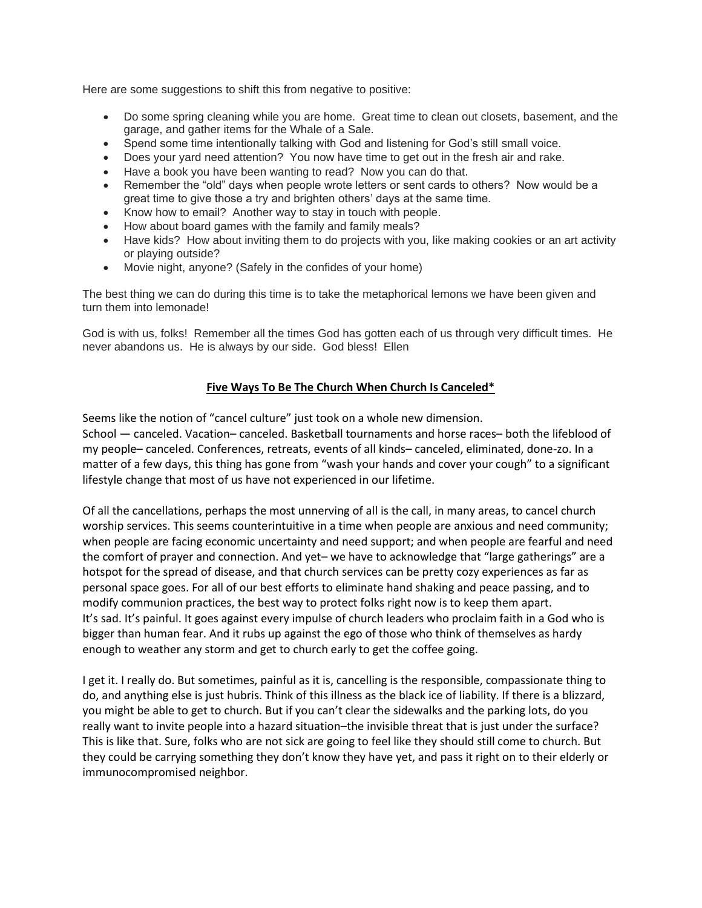Here are some suggestions to shift this from negative to positive:

- Do some spring cleaning while you are home. Great time to clean out closets, basement, and the garage, and gather items for the Whale of a Sale.
- Spend some time intentionally talking with God and listening for God's still small voice.
- Does your yard need attention? You now have time to get out in the fresh air and rake.
- Have a book you have been wanting to read? Now you can do that.
- Remember the "old" days when people wrote letters or sent cards to others? Now would be a great time to give those a try and brighten others' days at the same time.
- Know how to email? Another way to stay in touch with people.
- How about board games with the family and family meals?
- Have kids? How about inviting them to do projects with you, like making cookies or an art activity or playing outside?
- Movie night, anyone? (Safely in the confides of your home)

The best thing we can do during this time is to take the metaphorical lemons we have been given and turn them into lemonade!

God is with us, folks! Remember all the times God has gotten each of us through very difficult times. He never abandons us. He is always by our side. God bless! Ellen

## **Five Ways To Be The Church When Church Is Canceled***

Seems like the notion of "cancel culture" just took on a whole new dimension.
School — canceled. Vacation– canceled. Basketball tournaments and horse races– both the lifeblood of my people– canceled. Conferences, retreats, events of all kinds– canceled, eliminated, done-zo. In a matter of a few days, this thing has gone from "wash your hands and cover your cough" to a significant lifestyle change that most of us have not experienced in our lifetime.

Of all the cancellations, perhaps the most unnerving of all is the call, in many areas, to cancel church worship services. This seems counterintuitive in a time when people are anxious and need community; when people are facing economic uncertainty and need support; and when people are fearful and need the comfort of prayer and connection. And yet– we have to acknowledge that "large gatherings" are a hotspot for the spread of disease, and that church services can be pretty cozy experiences as far as personal space goes. For all of our best efforts to eliminate hand shaking and peace passing, and to modify communion practices, the best way to protect folks right now is to keep them apart.
It's sad. It's painful. It goes against every impulse of church leaders who proclaim faith in a God who is bigger than human fear. And it rubs up against the ego of those who think of themselves as hardy enough to weather any storm and get to church early to get the coffee going.

I get it. I really do. But sometimes, painful as it is, cancelling is the responsible, compassionate thing to do, and anything else is just hubris. Think of this illness as the black ice of liability. If there is a blizzard, you might be able to get to church. But if you can't clear the sidewalks and the parking lots, do you really want to invite people into a hazard situation–the invisible threat that is just under the surface? This is like that. Sure, folks who are not sick are going to feel like they should still come to church. But they could be carrying something they don't know they have yet, and pass it right on to their elderly or immunocompromised neighbor.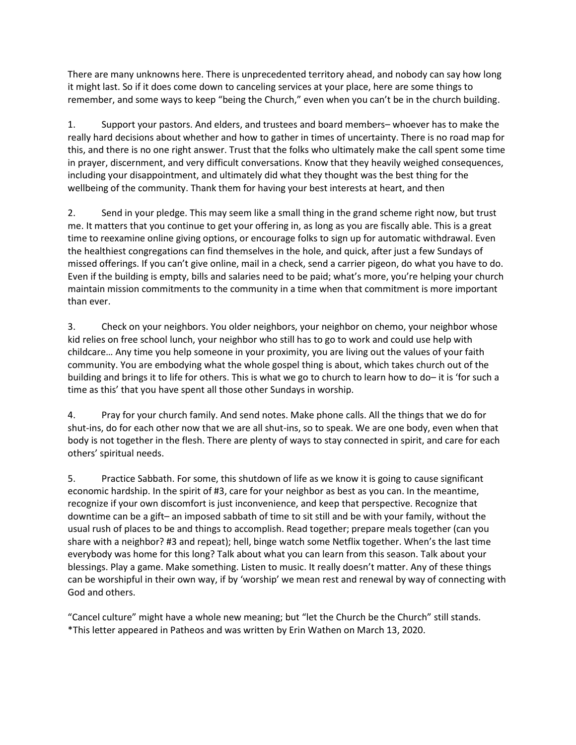There are many unknowns here. There is unprecedented territory ahead, and nobody can say how long it might last. So if it does come down to canceling services at your place, here are some things to remember, and some ways to keep "being the Church," even when you can't be in the church building.

1. Support your pastors. And elders, and trustees and board members– whoever has to make the really hard decisions about whether and how to gather in times of uncertainty. There is no road map for this, and there is no one right answer. Trust that the folks who ultimately make the call spent some time in prayer, discernment, and very difficult conversations. Know that they heavily weighed consequences, including your disappointment, and ultimately did what they thought was the best thing for the wellbeing of the community. Thank them for having your best interests at heart, and then

2. Send in your pledge. This may seem like a small thing in the grand scheme right now, but trust me. It matters that you continue to get your offering in, as long as you are fiscally able. This is a great time to reexamine online giving options, or encourage folks to sign up for automatic withdrawal. Even the healthiest congregations can find themselves in the hole, and quick, after just a few Sundays of missed offerings. If you can't give online, mail in a check, send a carrier pigeon, do what you have to do. Even if the building is empty, bills and salaries need to be paid; what's more, you're helping your church maintain mission commitments to the community in a time when that commitment is more important than ever.

3. Check on your neighbors. You older neighbors, your neighbor on chemo, your neighbor whose kid relies on free school lunch, your neighbor who still has to go to work and could use help with childcare… Any time you help someone in your proximity, you are living out the values of your faith community. You are embodying what the whole gospel thing is about, which takes church out of the building and brings it to life for others. This is what we go to church to learn how to do– it is 'for such a time as this' that you have spent all those other Sundays in worship.

4. Pray for your church family. And send notes. Make phone calls. All the things that we do for shut-ins, do for each other now that we are all shut-ins, so to speak. We are one body, even when that body is not together in the flesh. There are plenty of ways to stay connected in spirit, and care for each others' spiritual needs.

5. Practice Sabbath. For some, this shutdown of life as we know it is going to cause significant economic hardship. In the spirit of #3, care for your neighbor as best as you can. In the meantime, recognize if your own discomfort is just inconvenience, and keep that perspective. Recognize that downtime can be a gift– an imposed sabbath of time to sit still and be with your family, without the usual rush of places to be and things to accomplish. Read together; prepare meals together (can you share with a neighbor? #3 and repeat); hell, binge watch some Netflix together. When's the last time everybody was home for this long? Talk about what you can learn from this season. Talk about your blessings. Play a game. Make something. Listen to music. It really doesn't matter. Any of these things can be worshipful in their own way, if by 'worship' we mean rest and renewal by way of connecting with God and others.

"Cancel culture" might have a whole new meaning; but "let the Church be the Church" still stands.
*This letter appeared in Patheos and was written by Erin Wathen on March 13, 2020.